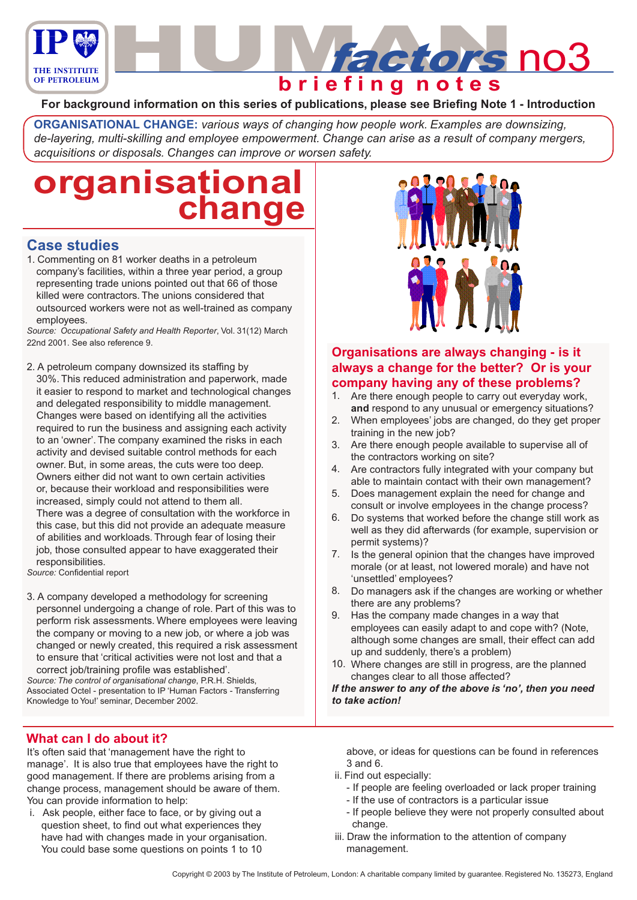# HUMAN factors no3 briefing notes

**For background information on this series of publications, please see Briefing Note 1 - Introduction**

**ORGANISATIONAL CHANGE:** *various ways of changing how people work. Examples are downsizing, de-layering, multi-skilling and employee empowerment. Change can arise as a result of company mergers, acquisitions or disposals. Changes can improve or worsen safety.*

# organisational change

## Case studies

1. Commenting on 81 worker deaths in a petroleum company's facilities, within a three year period, a group representing trade unions pointed out that 66 of those killed were contractors. The unions considered that outsourced workers were not as well-trained as company employees.

*Source: Occupational Safety and Health Reporter*, Vol. 31(12) March 22nd 2001. See also reference 9.

2. A petroleum company downsized its staffing by 30%. This reduced administration and paperwork, made it easier to respond to market and technological changes and delegated responsibility to middle management. Changes were based on identifying all the activities required to run the business and assigning each activity to an 'owner'. The company examined the risks in each activity and devised suitable control methods for each owner. But, in some areas, the cuts were too deep. Owners either did not want to own certain activities or, because their workload and responsibilities were increased, simply could not attend to them all. There was a degree of consultation with the workforce in this case, but this did not provide an adequate measure of abilities and workloads. Through fear of losing their job, those consulted appear to have exaggerated their responsibilities.

*Source:* Confidential report

3. A company developed a methodology for screening personnel undergoing a change of role. Part of this was to perform risk assessments. Where employees were leaving the company or moving to a new job, or where a job was changed or newly created, this required a risk assessment to ensure that 'critical activities were not lost and that a correct job/training profile was established'.

*Source: The control of organisational change*, P.R.H. Shields, Associated Octel - presentation to IP 'Human Factors - Transferring Knowledge to You!' seminar, December 2002.

## Organisations are always changing - is it always a change for the better? Or is your company having any of these problems?

1. Are there enough people to carry out everyday work, **and** respond to any unusual or emergency situations?
2. When employees' jobs are changed, do they get proper training in the new job?
3. Are there enough people available to supervise all of the contractors working on site?
4. Are contractors fully integrated with your company but able to maintain contact with their own management?
5. Does management explain the need for change and consult or involve employees in the change process?
6. Do systems that worked before the change still work as well as they did afterwards (for example, supervision or permit systems)?
7. Is the general opinion that the changes have improved morale (or at least, not lowered morale) and have not 'unsettled' employees?
8. Do managers ask if the changes are working or whether there are any problems?
9. Has the company made changes in a way that employees can easily adapt to and cope with? (Note, although some changes are small, their effect can add up and suddenly, there's a problem)
10. Where changes are still in progress, are the planned changes clear to all those affected?

***If the answer to any of the above is 'no', then you need to take action!***

## What can I do about it?

It's often said that 'management have the right to manage'. It is also true that employees have the right to good management. If there are problems arising from a change process, management should be aware of them. You can provide information to help:

i. Ask people, either face to face, or by giving out a question sheet, to find out what experiences they have had with changes made in your organisation. You could base some questions on points 1 to 10 above, or ideas for questions can be found in references 3 and 6.

ii. Find out especially:
   - If people are feeling overloaded or lack proper training
   - If the use of contractors is a particular issue
   - If people believe they were not properly consulted about change.

iii. Draw the information to the attention of company management.

Copyright © 2003 by The Institute of Petroleum, London: A charitable company limited by guarantee. Registered No. 135273, England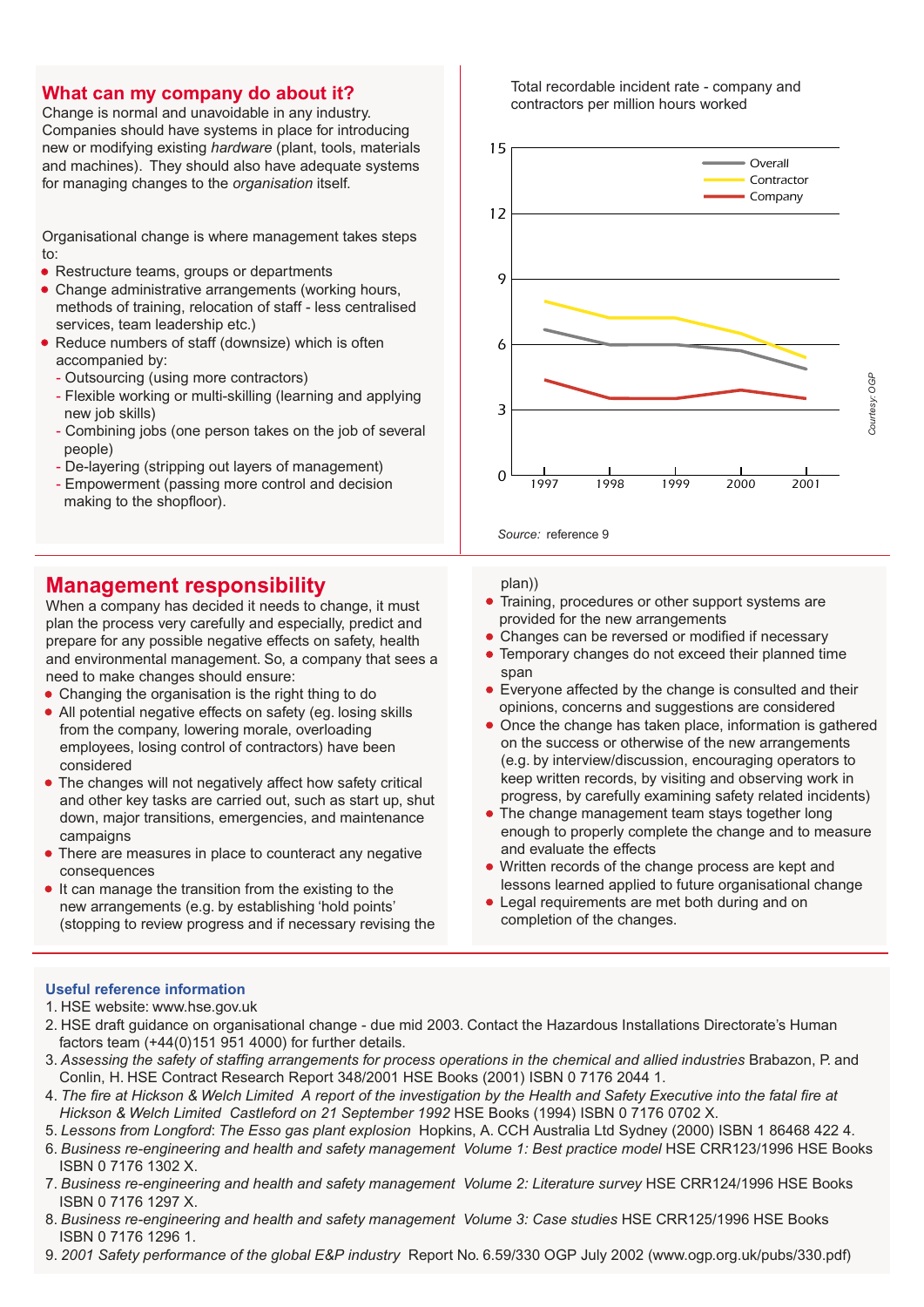## What can my company do about it?

Change is normal and unavoidable in any industry. Companies should have systems in place for introducing new or modifying existing *hardware* (plant, tools, materials and machines). They should also have adequate systems for managing changes to the *organisation* itself.

Organisational change is where management takes steps to:

- Restructure teams, groups or departments
- Change administrative arrangements (working hours, methods of training, relocation of staff - less centralised services, team leadership etc.)
- Reduce numbers of staff (downsize) which is often accompanied by:
  - Outsourcing (using more contractors)
  - Flexible working or multi-skilling (learning and applying new job skills)
  - Combining jobs (one person takes on the job of several people)
  - De-layering (stripping out layers of management)
  - Empowerment (passing more control and decision making to the shopfloor).

Total recordable incident rate - company and contractors per million hours worked

15
12
9
6
3
0
1997
1998
1999
2000
2001

Overall
Contractor
Company

*Courtesy: OGP*

*Source:* reference 9

## Management responsibility

When a company has decided it needs to change, it must plan the process very carefully and especially, predict and prepare for any possible negative effects on safety, health and environmental management. So, a company that sees a need to make changes should ensure:

- Changing the organisation is the right thing to do
- All potential negative effects on safety (eg. losing skills from the company, lowering morale, overloading employees, losing control of contractors) have been considered
- The changes will not negatively affect how safety critical and other key tasks are carried out, such as start up, shut down, major transitions, emergencies, and maintenance campaigns
- There are measures in place to counteract any negative consequences
- It can manage the transition from the existing to the new arrangements (e.g. by establishing 'hold points' (stopping to review progress and if necessary revising the plan))
- Training, procedures or other support systems are provided for the new arrangements
- Changes can be reversed or modified if necessary
- Temporary changes do not exceed their planned time span
- Everyone affected by the change is consulted and their opinions, concerns and suggestions are considered
- Once the change has taken place, information is gathered on the success or otherwise of the new arrangements (e.g. by interview/discussion, encouraging operators to keep written records, by visiting and observing work in progress, by carefully examining safety related incidents)
- The change management team stays together long enough to properly complete the change and to measure and evaluate the effects
- Written records of the change process are kept and lessons learned applied to future organisational change
- Legal requirements are met both during and on completion of the changes.

### Useful reference information

1. HSE website: www.hse.gov.uk
2. HSE draft guidance on organisational change - due mid 2003. Contact the Hazardous Installations Directorate's Human factors team (+44(0)151 951 4000) for further details.
3. *Assessing the safety of staffing arrangements for process operations in the chemical and allied industries* Brabazon, P. and Conlin, H. HSE Contract Research Report 348/2001 HSE Books (2001) ISBN 0 7176 2044 1.
4. *The fire at Hickson & Welch Limited A report of the investigation by the Health and Safety Executive into the fatal fire at Hickson & Welch Limited Castleford on 21 September 1992* HSE Books (1994) ISBN 0 7176 0702 X.
5. *Lessons from Longford*: *The Esso gas plant explosion* Hopkins, A. CCH Australia Ltd Sydney (2000) ISBN 1 86468 422 4.
6. *Business re-engineering and health and safety management Volume 1: Best practice model* HSE CRR123/1996 HSE Books ISBN 0 7176 1302 X.
7. *Business re-engineering and health and safety management Volume 2: Literature survey* HSE CRR124/1996 HSE Books ISBN 0 7176 1297 X.
8. *Business re-engineering and health and safety management Volume 3: Case studies* HSE CRR125/1996 HSE Books ISBN 0 7176 1296 1.
9. *2001 Safety performance of the global E&P industry* Report No. 6.59/330 OGP July 2002 (www.ogp.org.uk/pubs/330.pdf)